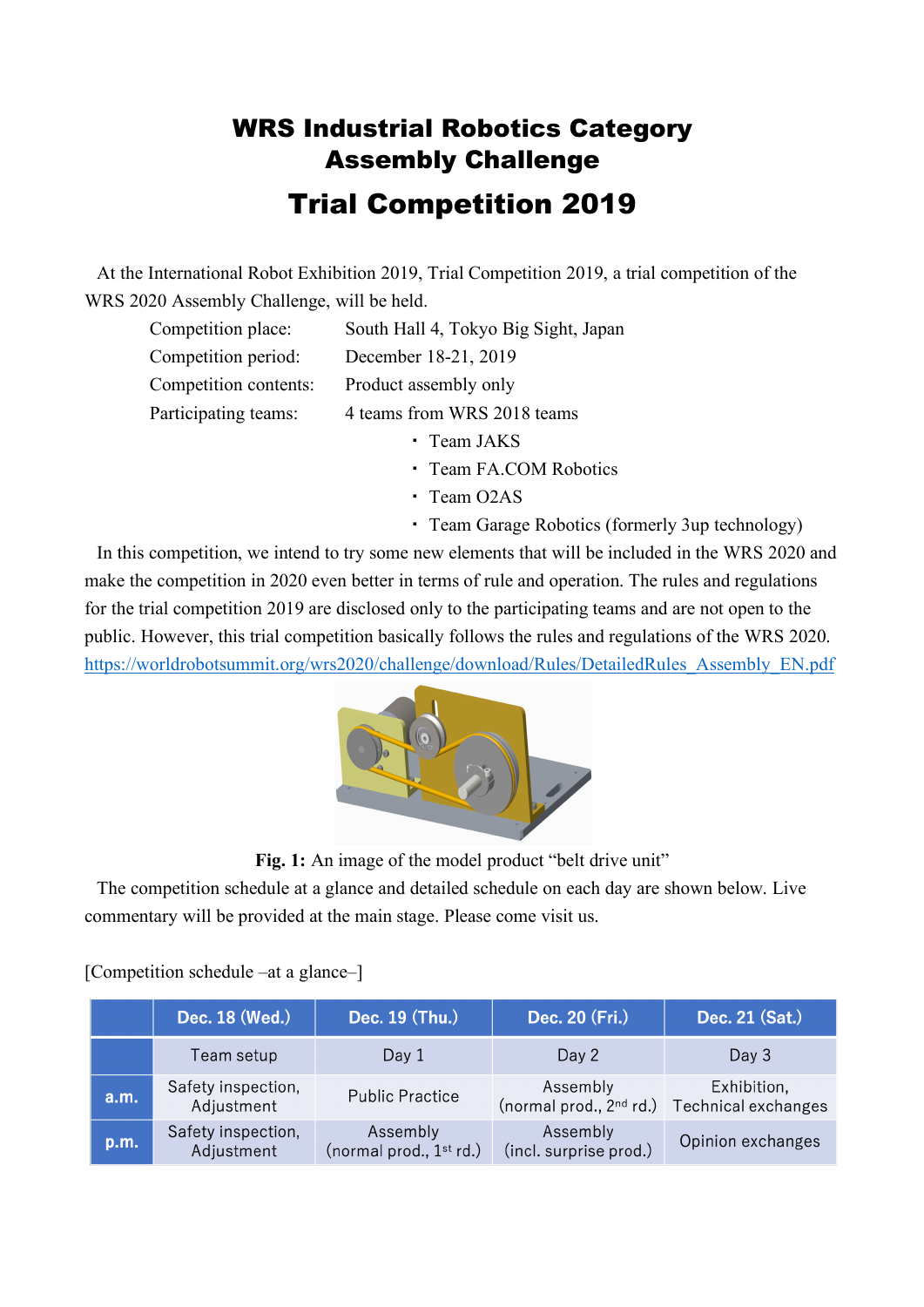# WRS Industrial Robotics Category
# Assembly Challenge

## Trial Competition 2019

At the International Robot Exhibition 2019, Trial Competition 2019, a trial competition of the WRS 2020 Assembly Challenge, will be held.

Competition place: South Hall 4, Tokyo Big Sight, Japan
Competition period: December 18-21, 2019
Competition contents: Product assembly only
Participating teams: 4 teams from WRS 2018 teams

- Team JAKS
- Team FA.COM Robotics
- Team O2AS
- Team Garage Robotics (formerly 3up technology)

In this competition, we intend to try some new elements that will be included in the WRS 2020 and make the competition in 2020 even better in terms of rule and operation. The rules and regulations for the trial competition 2019 are disclosed only to the participating teams and are not open to the public. However, this trial competition basically follows the rules and regulations of the WRS 2020.
https://worldrobotsummit.org/wrs2020/challenge/download/Rules/DetailedRules_Assembly_EN.pdf

**Fig. 1:** An image of the model product "belt drive unit"

The competition schedule at a glance and detailed schedule on each day are shown below. Live commentary will be provided at the main stage. Please come visit us.

[Competition schedule –at a glance–]

| | Dec. 18 (Wed.) | Dec. 19 (Thu.) | Dec. 20 (Fri.) | Dec. 21 (Sat.) |
|---|---|---|---|---|
| | Team setup | Day 1 | Day 2 | Day 3 |
| a.m. | Safety inspection, Adjustment | Public Practice | Assembly (normal prod., 2nd rd.) | Exhibition, Technical exchanges |
| p.m. | Safety inspection, Adjustment | Assembly (normal prod., 1st rd.) | Assembly (incl. surprise prod.) | Opinion exchanges |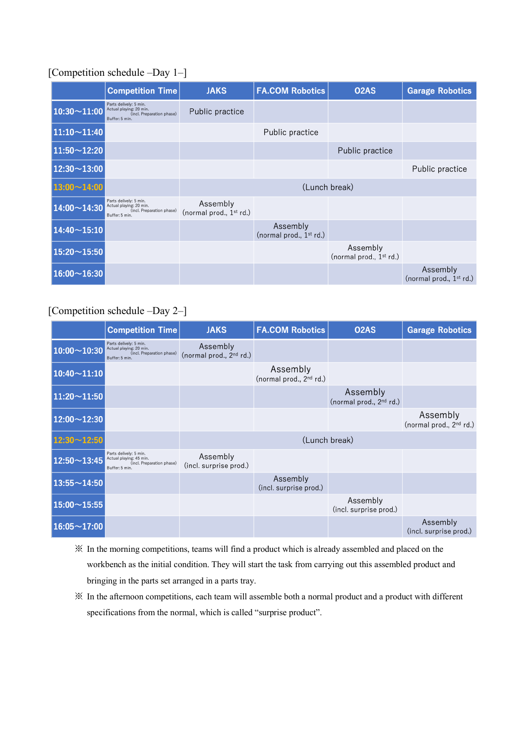[Competition schedule –Day 1–]

| | Competition Time | JAKS | FA.COM Robotics | O2AS | Garage Robotics |
|---|---|---|---|---|---|
| 10:30～11:00 | Parts delivery: 5 min. Actual playing: 20 min. (incl. Preparation phase) Buffer: 5 min. | Public practice | | | |
| 11:10～11:40 | | | Public practice | | |
| 11:50～12:20 | | | | Public practice | |
| 12:30～13:00 | | | | | Public practice |
| 13:00～14:00 | | (Lunch break) | | | |
| 14:00～14:30 | Parts delivery: 5 min. Actual playing: 20 min. (incl. Preparation phase) Buffer: 5 min. | Assembly (normal prod., 1st rd.) | | | |
| 14:40～15:10 | | | Assembly (normal prod., 1st rd.) | | |
| 15:20～15:50 | | | | Assembly (normal prod., 1st rd.) | |
| 16:00～16:30 | | | | | Assembly (normal prod., 1st rd.) |

[Competition schedule –Day 2–]

| | Competition Time | JAKS | FA.COM Robotics | O2AS | Garage Robotics |
|---|---|---|---|---|---|
| 10:00～10:30 | Parts delivery: 5 min. Actual playing: 20 min. (incl. Preparation phase) Buffer: 5 min. | Assembly (normal prod., 2nd rd.) | | | |
| 10:40～11:10 | | | Assembly (normal prod., 2nd rd.) | | |
| 11:20～11:50 | | | | Assembly (normal prod., 2nd rd.) | |
| 12:00～12:30 | | | | | Assembly (normal prod., 2nd rd.) |
| 12:30～12:50 | | (Lunch break) | | | |
| 12:50～13:45 | Parts delivery: 5 min. Actual playing: 45 min. (incl. Preparation phase) Buffer: 5 min. | Assembly (incl. surprise prod.) | | | |
| 13:55～14:50 | | | Assembly (incl. surprise prod.) | | |
| 15:00～15:55 | | | | Assembly (incl. surprise prod.) | |
| 16:05～17:00 | | | | | Assembly (incl. surprise prod.) |

※ In the morning competitions, teams will find a product which is already assembled and placed on the workbench as the initial condition. They will start the task from carrying out this assembled product and bringing in the parts set arranged in a parts tray.

※ In the afternoon competitions, each team will assemble both a normal product and a product with different specifications from the normal, which is called "surprise product".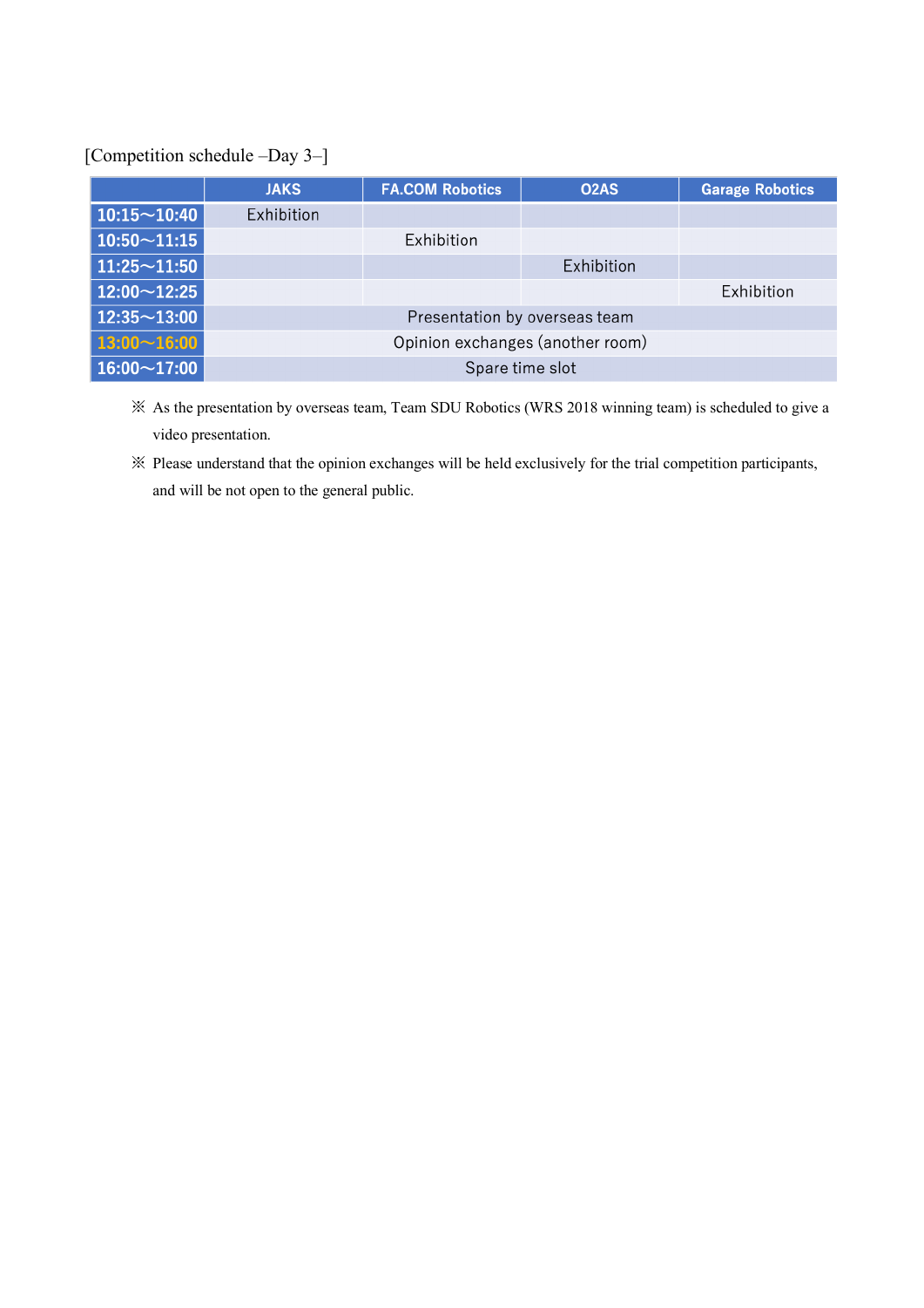[Competition schedule –Day 3–]

| | JAKS | FA.COM Robotics | O2AS | Garage Robotics |
|---|---|---|---|---|
| 10:15～10:40 | Exhibition | | | |
| 10:50～11:15 | | Exhibition | | |
| 11:25～11:50 | | | Exhibition | |
| 12:00～12:25 | | | | Exhibition |
| 12:35～13:00 | Presentation by overseas team | | | |
| 13:00～16:00 | Opinion exchanges (another room) | | | |
| 16:00～17:00 | Spare time slot | | | |

※ As the presentation by overseas team, Team SDU Robotics (WRS 2018 winning team) is scheduled to give a video presentation.

※ Please understand that the opinion exchanges will be held exclusively for the trial competition participants, and will be not open to the general public.